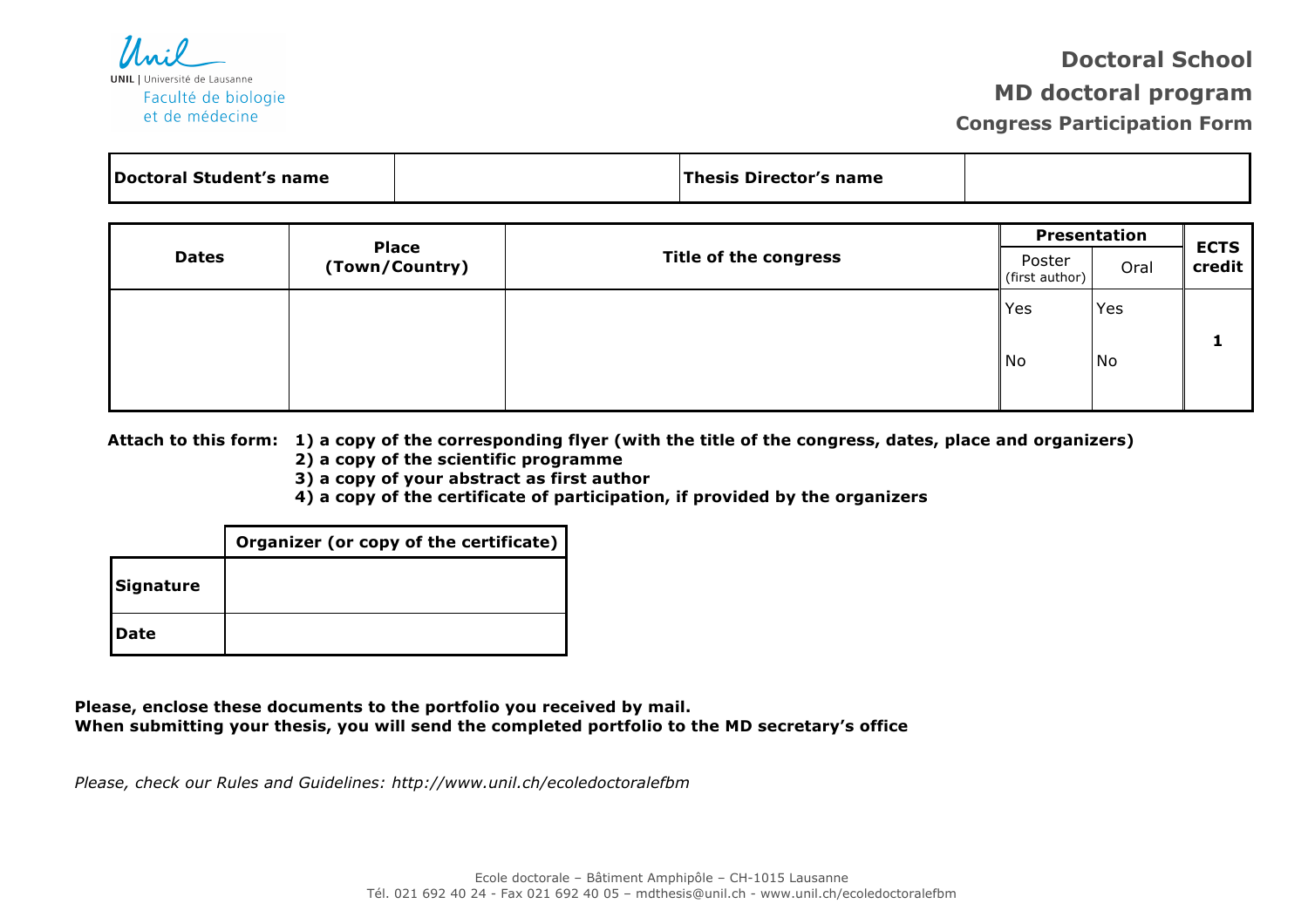UNIL | Université de Lausanne
Faculté de biologie et de médecine

# Doctoral School

## MD doctoral program

### Congress Participation Form

| **Doctoral Student's name** | | **Thesis Director's name** | |
|---|---|---|---|

| **Dates** | **Place (Town/Country)** | **Title of the congress** | **Presentation** | | **ECTS credit** |
|---|---|---|---|---|---|
| | | | Poster (first author) | Oral | |
| | | | Yes<br><br>No | Yes<br><br>No | **1** |

**Attach to this form:**
**1) a copy of the corresponding flyer (with the title of the congress, dates, place and organizers)**
**2) a copy of the scientific programme**
**3) a copy of your abstract as first author**
**4) a copy of the certificate of participation, if provided by the organizers**

| | **Organizer (or copy of the certificate)** |
|---|---|
| **Signature** | |
| **Date** | |

**Please, enclose these documents to the portfolio you received by mail.**
**When submitting your thesis, you will send the completed portfolio to the MD secretary's office**

*Please, check our Rules and Guidelines: http://www.unil.ch/ecoledoctoralefbm*

Ecole doctorale – Bâtiment Amphipôle – CH-1015 Lausanne
Tél. 021 692 40 24 - Fax 021 692 40 05 – mdthesis@unil.ch - www.unil.ch/ecoledoctoralefbm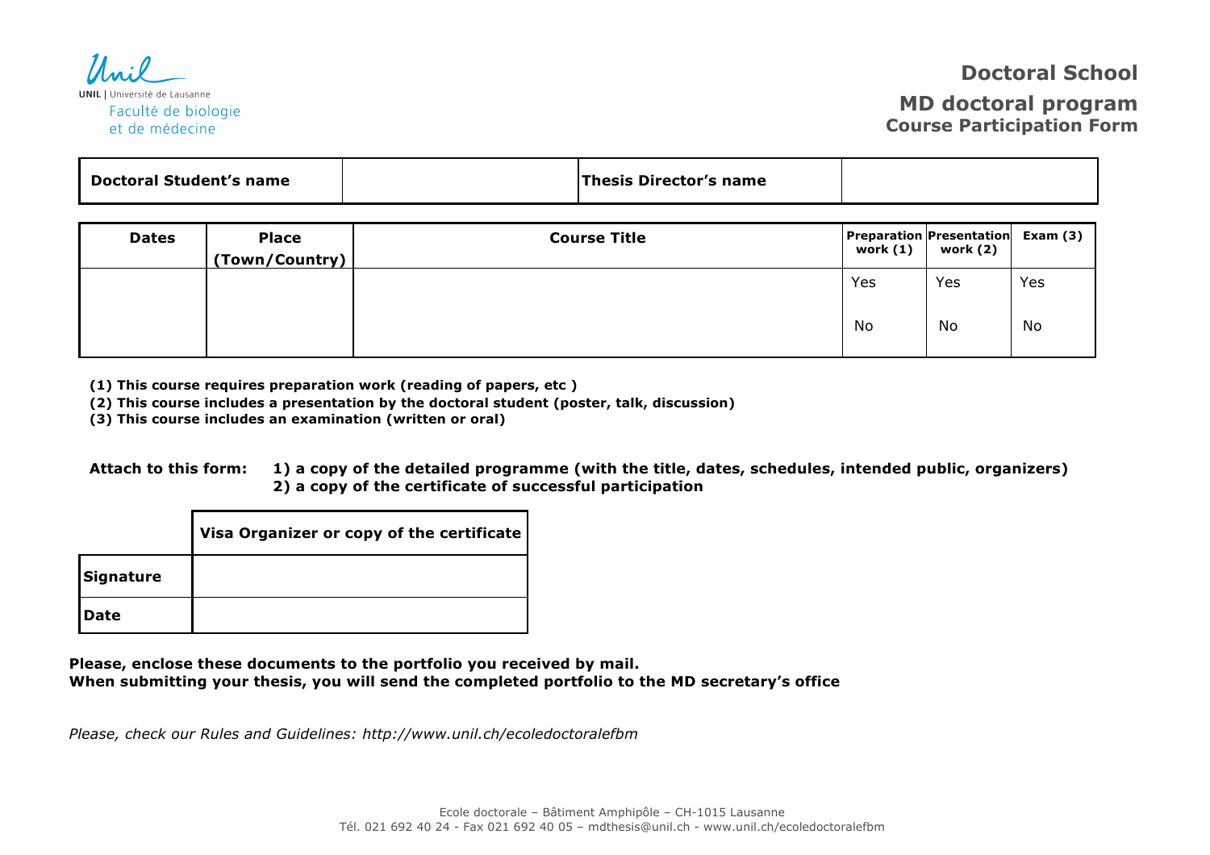UNIL | Université de Lausanne
Faculté de biologie et de médecine

# Doctoral School

## MD doctoral program

### Course Participation Form

| **Doctoral Student's name** | | **Thesis Director's name** | |
|---|---|---|---|

| **Dates** | **Place (Town/Country)** | **Course Title** | **Preparation work (1)** | **Presentation work (2)** | **Exam (3)** |
|---|---|---|---|---|---|
| | | | Yes<br><br>No | Yes<br><br>No | Yes<br><br>No |

**(1) This course requires preparation work (reading of papers, etc )**
**(2) This course includes a presentation by the doctoral student (poster, talk, discussion)**
**(3) This course includes an examination (written or oral)**

**Attach to this form:** **1) a copy of the detailed programme (with the title, dates, schedules, intended public, organizers)**
**2) a copy of the certificate of successful participation**

| | **Visa Organizer or copy of the certificate** |
|---|---|
| **Signature** | |
| **Date** | |

**Please, enclose these documents to the portfolio you received by mail.**
**When submitting your thesis, you will send the completed portfolio to the MD secretary's office**

*Please, check our Rules and Guidelines: http://www.unil.ch/ecoledoctoralefbm*

Ecole doctorale – Bâtiment Amphipôle – CH-1015 Lausanne
Tél. 021 692 40 24 - Fax 021 692 40 05 – mdthesis@unil.ch - www.unil.ch/ecoledoctoralefbm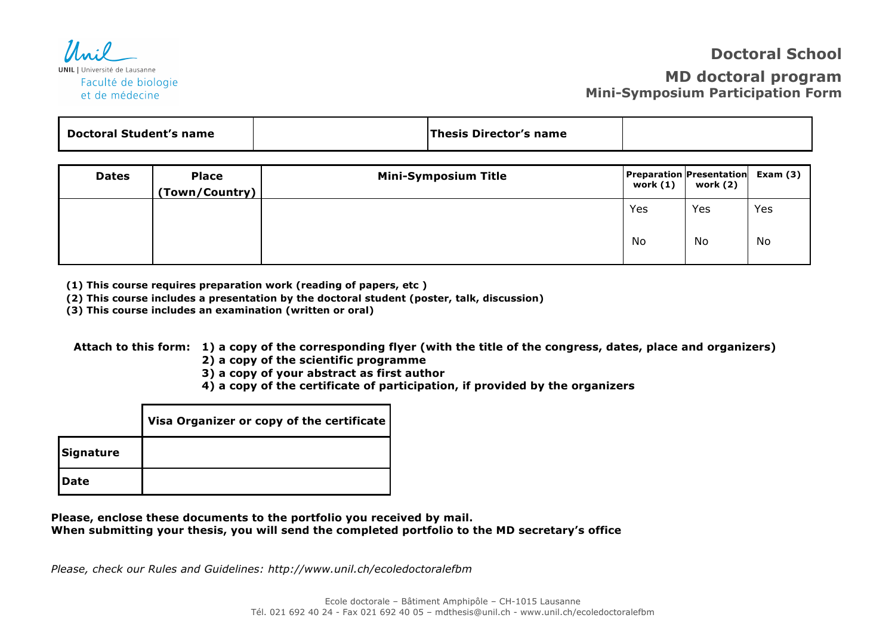UNIL | Université de Lausanne
Faculté de biologie et de médecine

# Doctoral School

## MD doctoral program

### Mini-Symposium Participation Form

| **Doctoral Student's name** | | **Thesis Director's name** | |
|---|---|---|---|

| **Dates** | **Place (Town/Country)** | **Mini-Symposium Title** | **Preparation work (1)** | **Presentation work (2)** | **Exam (3)** |
|---|---|---|---|---|---|
| | | | Yes<br>No | Yes<br>No | Yes<br>No |

**(1) This course requires preparation work (reading of papers, etc )**
**(2) This course includes a presentation by the doctoral student (poster, talk, discussion)**
**(3) This course includes an examination (written or oral)**

**Attach to this form:**
1) **a copy of the corresponding flyer (with the title of the congress, dates, place and organizers)**
2) **a copy of the scientific programme**
3) **a copy of your abstract as first author**
4) **a copy of the certificate of participation, if provided by the organizers**

| | **Visa Organizer or copy of the certificate** |
|---|---|
| **Signature** | |
| **Date** | |

**Please, enclose these documents to the portfolio you received by mail.**
**When submitting your thesis, you will send the completed portfolio to the MD secretary's office**

*Please, check our Rules and Guidelines: http://www.unil.ch/ecoledoctoralefbm*

Ecole doctorale – Bâtiment Amphipôle – CH-1015 Lausanne
Tél. 021 692 40 24 - Fax 021 692 40 05 – mdthesis@unil.ch - www.unil.ch/ecoledoctoralefbm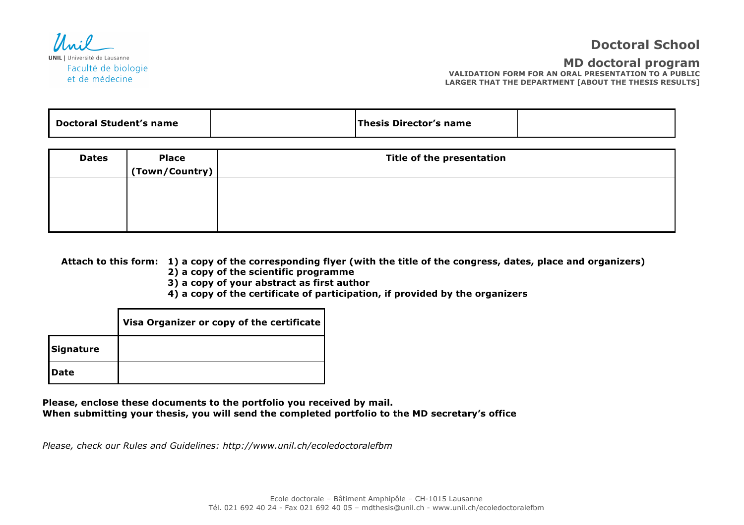Unil
UNIL | Université de Lausanne
Faculté de biologie et de médecine

# Doctoral School

## MD doctoral program

**VALIDATION FORM FOR AN ORAL PRESENTATION TO A PUBLIC LARGER THAT THE DEPARTMENT [ABOUT THE THESIS RESULTS]**

| | | | |
|---|---|---|---|
| **Doctoral Student's name** | | **Thesis Director's name** | |

| **Dates** | **Place (Town/Country)** | **Title of the presentation** |
|---|---|---|
| | | |

**Attach to this form:**
1) **a copy of the corresponding flyer (with the title of the congress, dates, place and organizers)**
2) **a copy of the scientific programme**
3) **a copy of your abstract as first author**
4) **a copy of the certificate of participation, if provided by the organizers**

| | **Visa Organizer or copy of the certificate** |
|---|---|
| **Signature** | |
| **Date** | |

**Please, enclose these documents to the portfolio you received by mail.**
**When submitting your thesis, you will send the completed portfolio to the MD secretary's office**

*Please, check our Rules and Guidelines: http://www.unil.ch/ecoledoctoralefbm*

Ecole doctorale – Bâtiment Amphipôle – CH-1015 Lausanne
Tél. 021 692 40 24 - Fax 021 692 40 05 – mdthesis@unil.ch - www.unil.ch/ecoledoctoralefbm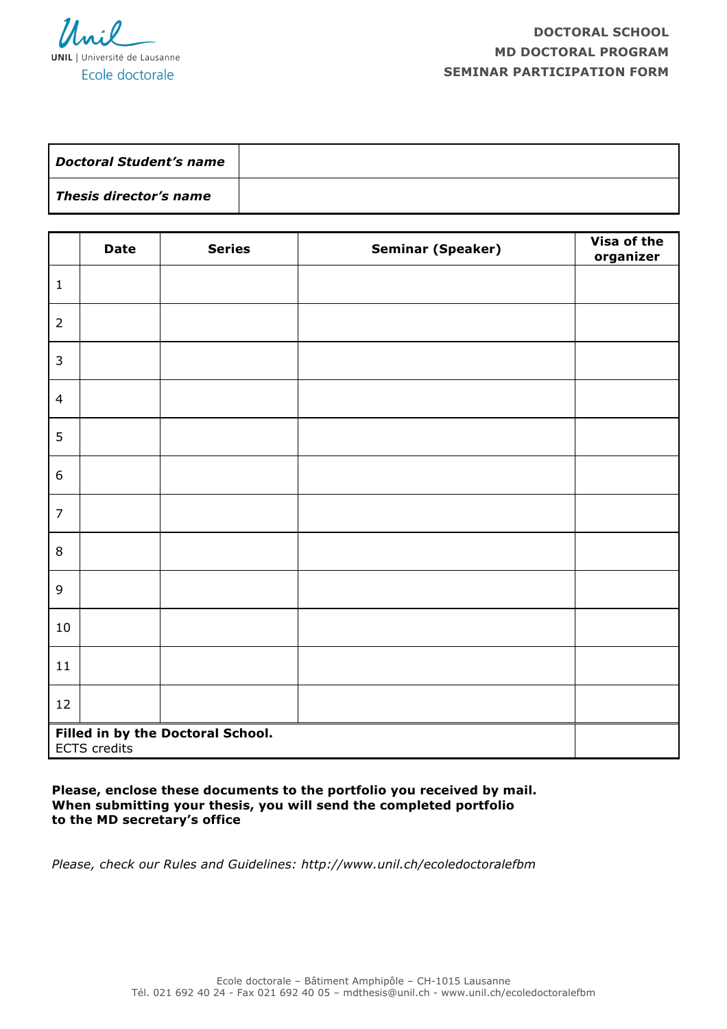Unil
UNIL | Université de Lausanne
Ecole doctorale

**DOCTORAL SCHOOL**
**MD DOCTORAL PROGRAM**
**SEMINAR PARTICIPATION FORM**

| | |
|---|---|
| ***Doctoral Student's name*** | |
| ***Thesis director's name*** | |

| | Date | Series | Seminar (Speaker) | Visa of the organizer |
|---|---|---|---|---|
| 1 | | | | |
| 2 | | | | |
| 3 | | | | |
| 4 | | | | |
| 5 | | | | |
| 6 | | | | |
| 7 | | | | |
| 8 | | | | |
| 9 | | | | |
| 10 | | | | |
| 11 | | | | |
| 12 | | | | |
| **Filled in by the Doctoral School.** ECTS credits | | | | |

**Please, enclose these documents to the portfolio you received by mail.**
**When submitting your thesis, you will send the completed portfolio to the MD secretary's office**

*Please, check our Rules and Guidelines: http://www.unil.ch/ecoledoctoralefbm*

Ecole doctorale – Bâtiment Amphipôle – CH-1015 Lausanne
Tél. 021 692 40 24 - Fax 021 692 40 05 – mdthesis@unil.ch - www.unil.ch/ecoledoctoralefbm